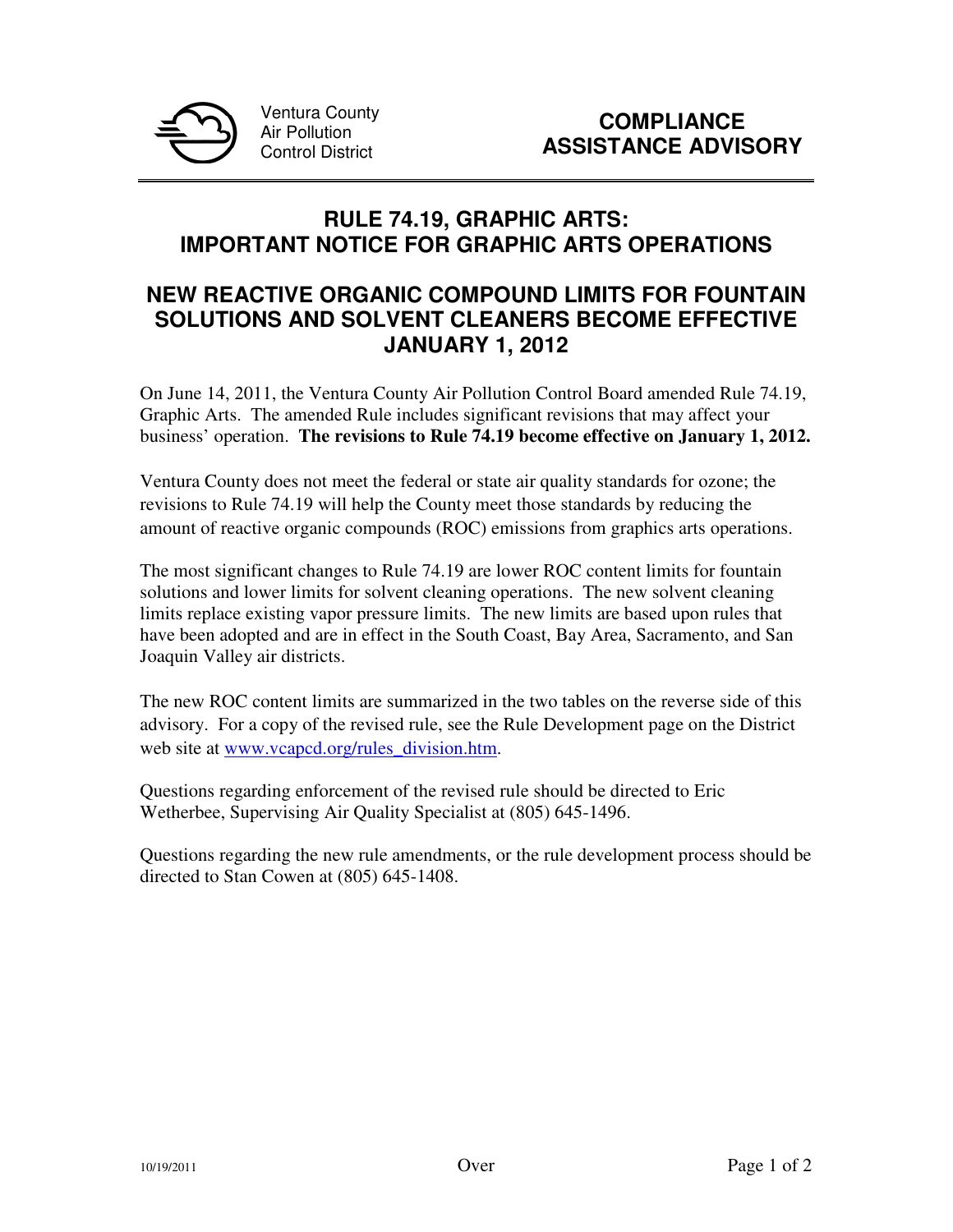Ventura County
Air Pollution
Control District

**COMPLIANCE ASSISTANCE ADVISORY**

# RULE 74.19, GRAPHIC ARTS: IMPORTANT NOTICE FOR GRAPHIC ARTS OPERATIONS

## NEW REACTIVE ORGANIC COMPOUND LIMITS FOR FOUNTAIN SOLUTIONS AND SOLVENT CLEANERS BECOME EFFECTIVE JANUARY 1, 2012

On June 14, 2011, the Ventura County Air Pollution Control Board amended Rule 74.19, Graphic Arts. The amended Rule includes significant revisions that may affect your business' operation. **The revisions to Rule 74.19 become effective on January 1, 2012.**

Ventura County does not meet the federal or state air quality standards for ozone; the revisions to Rule 74.19 will help the County meet those standards by reducing the amount of reactive organic compounds (ROC) emissions from graphics arts operations.

The most significant changes to Rule 74.19 are lower ROC content limits for fountain solutions and lower limits for solvent cleaning operations. The new solvent cleaning limits replace existing vapor pressure limits. The new limits are based upon rules that have been adopted and are in effect in the South Coast, Bay Area, Sacramento, and San Joaquin Valley air districts.

The new ROC content limits are summarized in the two tables on the reverse side of this advisory. For a copy of the revised rule, see the Rule Development page on the District web site at www.vcapcd.org/rules_division.htm.

Questions regarding enforcement of the revised rule should be directed to Eric Wetherbee, Supervising Air Quality Specialist at (805) 645-1496.

Questions regarding the new rule amendments, or the rule development process should be directed to Stan Cowen at (805) 645-1408.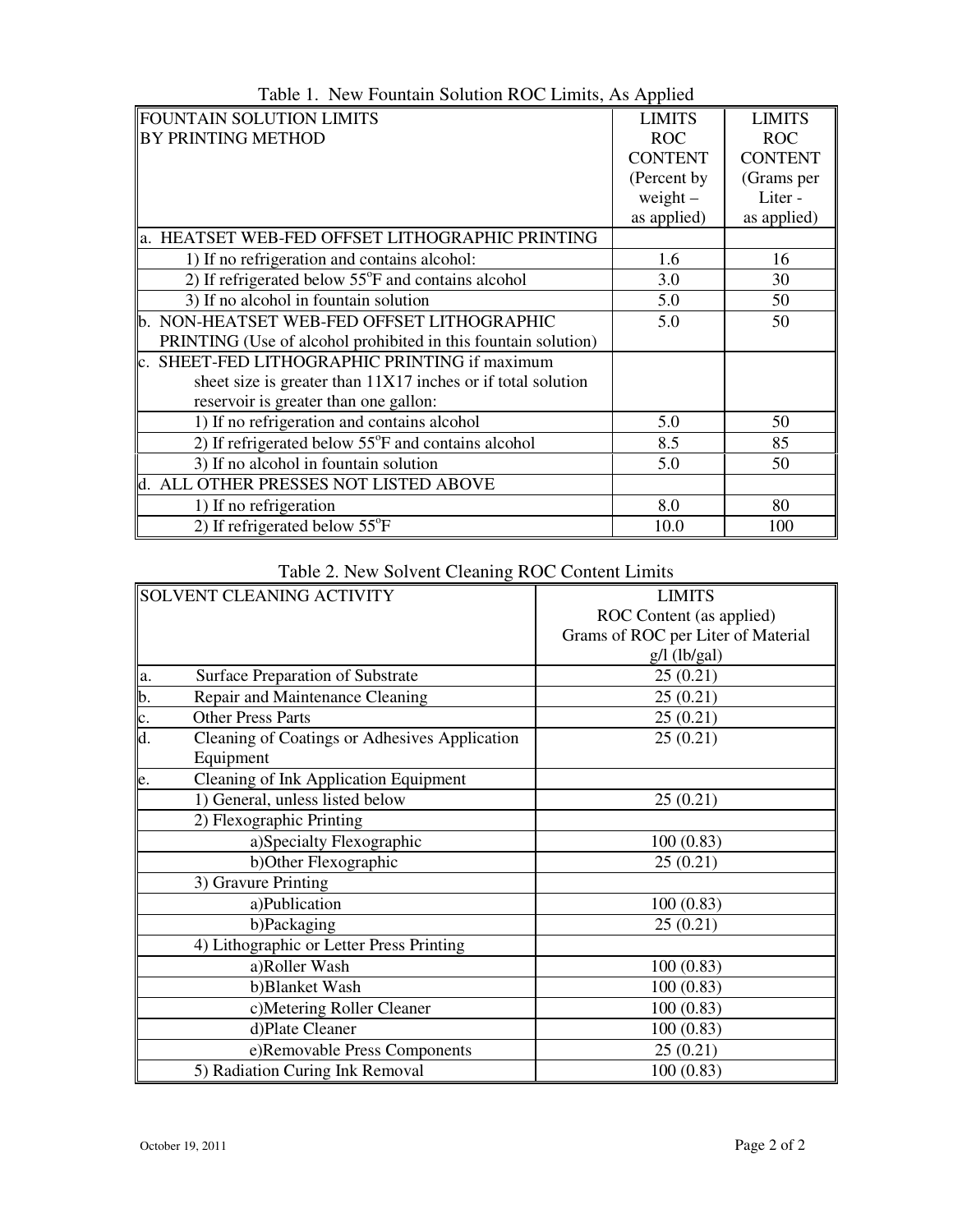Table 1. New Fountain Solution ROC Limits, As Applied

| FOUNTAIN SOLUTION LIMITS BY PRINTING METHOD | LIMITS ROC CONTENT (Percent by weight – as applied) | LIMITS ROC CONTENT (Grams per Liter - as applied) |
|---|---|---|
| a. HEATSET WEB-FED OFFSET LITHOGRAPHIC PRINTING | | |
| 1) If no refrigeration and contains alcohol: | 1.6 | 16 |
| 2) If refrigerated below 55°F and contains alcohol | 3.0 | 30 |
| 3) If no alcohol in fountain solution | 5.0 | 50 |
| b. NON-HEATSET WEB-FED OFFSET LITHOGRAPHIC PRINTING (Use of alcohol prohibited in this fountain solution) | 5.0 | 50 |
| c. SHEET-FED LITHOGRAPHIC PRINTING if maximum sheet size is greater than 11X17 inches or if total solution reservoir is greater than one gallon: | | |
| 1) If no refrigeration and contains alcohol | 5.0 | 50 |
| 2) If refrigerated below 55°F and contains alcohol | 8.5 | 85 |
| 3) If no alcohol in fountain solution | 5.0 | 50 |
| d. ALL OTHER PRESSES NOT LISTED ABOVE | | |
| 1) If no refrigeration | 8.0 | 80 |
| 2) If refrigerated below 55°F | 10.0 | 100 |

Table 2. New Solvent Cleaning ROC Content Limits

| SOLVENT CLEANING ACTIVITY | LIMITS ROC Content (as applied) Grams of ROC per Liter of Material g/l (lb/gal) |
|---|---|
| a. Surface Preparation of Substrate | 25 (0.21) |
| b. Repair and Maintenance Cleaning | 25 (0.21) |
| c. Other Press Parts | 25 (0.21) |
| d. Cleaning of Coatings or Adhesives Application Equipment | 25 (0.21) |
| e. Cleaning of Ink Application Equipment | |
| 1) General, unless listed below | 25 (0.21) |
| 2) Flexographic Printing | |
| a)Specialty Flexographic | 100 (0.83) |
| b)Other Flexographic | 25 (0.21) |
| 3) Gravure Printing | |
| a)Publication | 100 (0.83) |
| b)Packaging | 25 (0.21) |
| 4) Lithographic or Letter Press Printing | |
| a)Roller Wash | 100 (0.83) |
| b)Blanket Wash | 100 (0.83) |
| c)Metering Roller Cleaner | 100 (0.83) |
| d)Plate Cleaner | 100 (0.83) |
| e)Removable Press Components | 25 (0.21) |
| 5) Radiation Curing Ink Removal | 100 (0.83) |

October 19, 2011